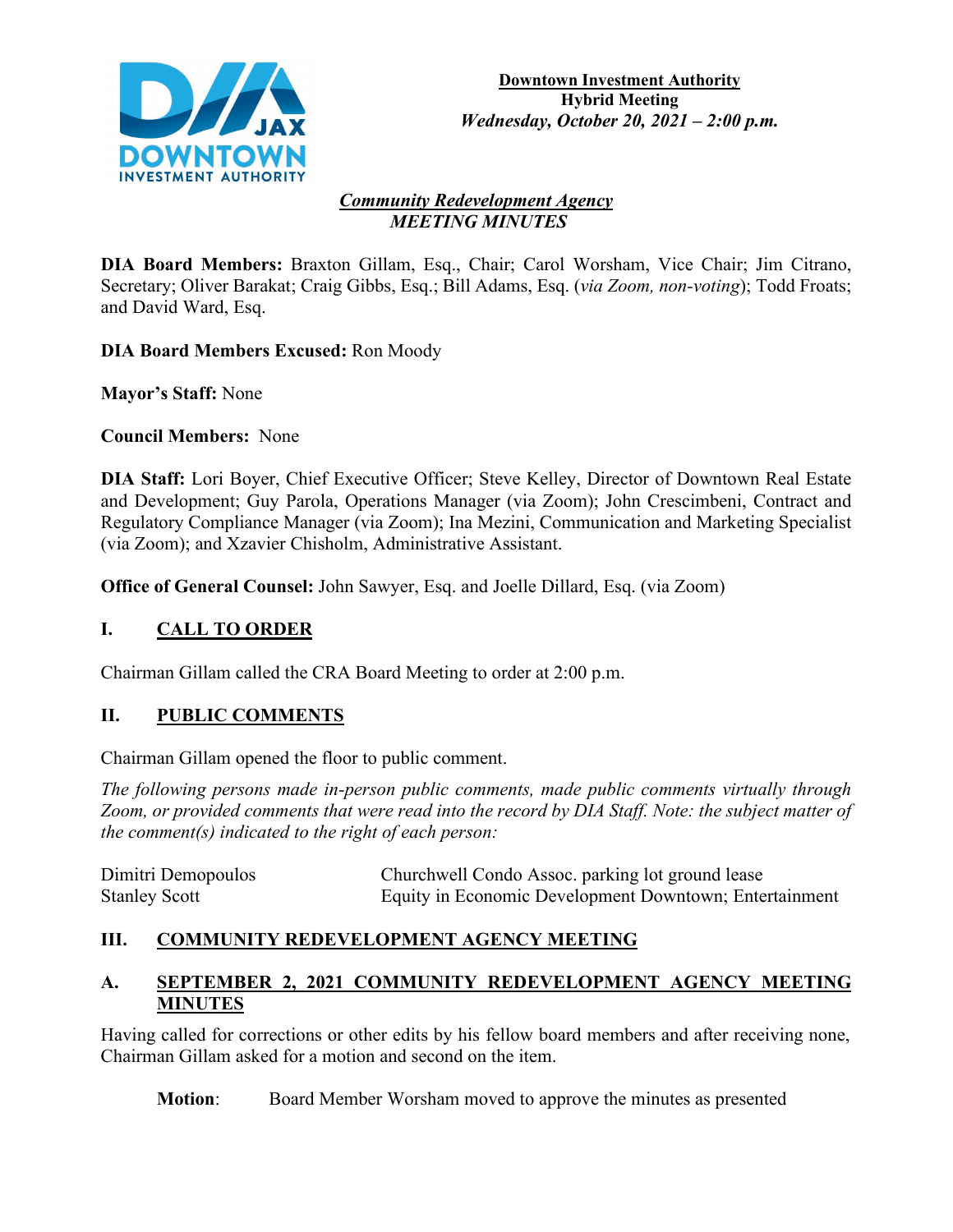**Downtown Investment Authority**
**Hybrid Meeting**
***Wednesday, October 20, 2021 – 2:00 p.m.***

***Community Redevelopment Agency***
***MEETING MINUTES***

**DIA Board Members:** Braxton Gillam, Esq., Chair; Carol Worsham, Vice Chair; Jim Citrano, Secretary; Oliver Barakat; Craig Gibbs, Esq.; Bill Adams, Esq. (*via Zoom, non-voting*); Todd Froats; and David Ward, Esq.

**DIA Board Members Excused:** Ron Moody

**Mayor's Staff:** None

**Council Members:** None

**DIA Staff:** Lori Boyer, Chief Executive Officer; Steve Kelley, Director of Downtown Real Estate and Development; Guy Parola, Operations Manager (via Zoom); John Crescimbeni, Contract and Regulatory Compliance Manager (via Zoom); Ina Mezini, Communication and Marketing Specialist (via Zoom); and Xzavier Chisholm, Administrative Assistant.

**Office of General Counsel:** John Sawyer, Esq. and Joelle Dillard, Esq. (via Zoom)

## I. CALL TO ORDER

Chairman Gillam called the CRA Board Meeting to order at 2:00 p.m.

## II. PUBLIC COMMENTS

Chairman Gillam opened the floor to public comment.

*The following persons made in-person public comments, made public comments virtually through Zoom, or provided comments that were read into the record by DIA Staff. Note: the subject matter of the comment(s) indicated to the right of each person:*

| | |
|---|---|
| Dimitri Demopoulos | Churchwell Condo Assoc. parking lot ground lease |
| Stanley Scott | Equity in Economic Development Downtown; Entertainment |

## III. COMMUNITY REDEVELOPMENT AGENCY MEETING

### A. SEPTEMBER 2, 2021 COMMUNITY REDEVELOPMENT AGENCY MEETING MINUTES

Having called for corrections or other edits by his fellow board members and after receiving none, Chairman Gillam asked for a motion and second on the item.

**Motion**: Board Member Worsham moved to approve the minutes as presented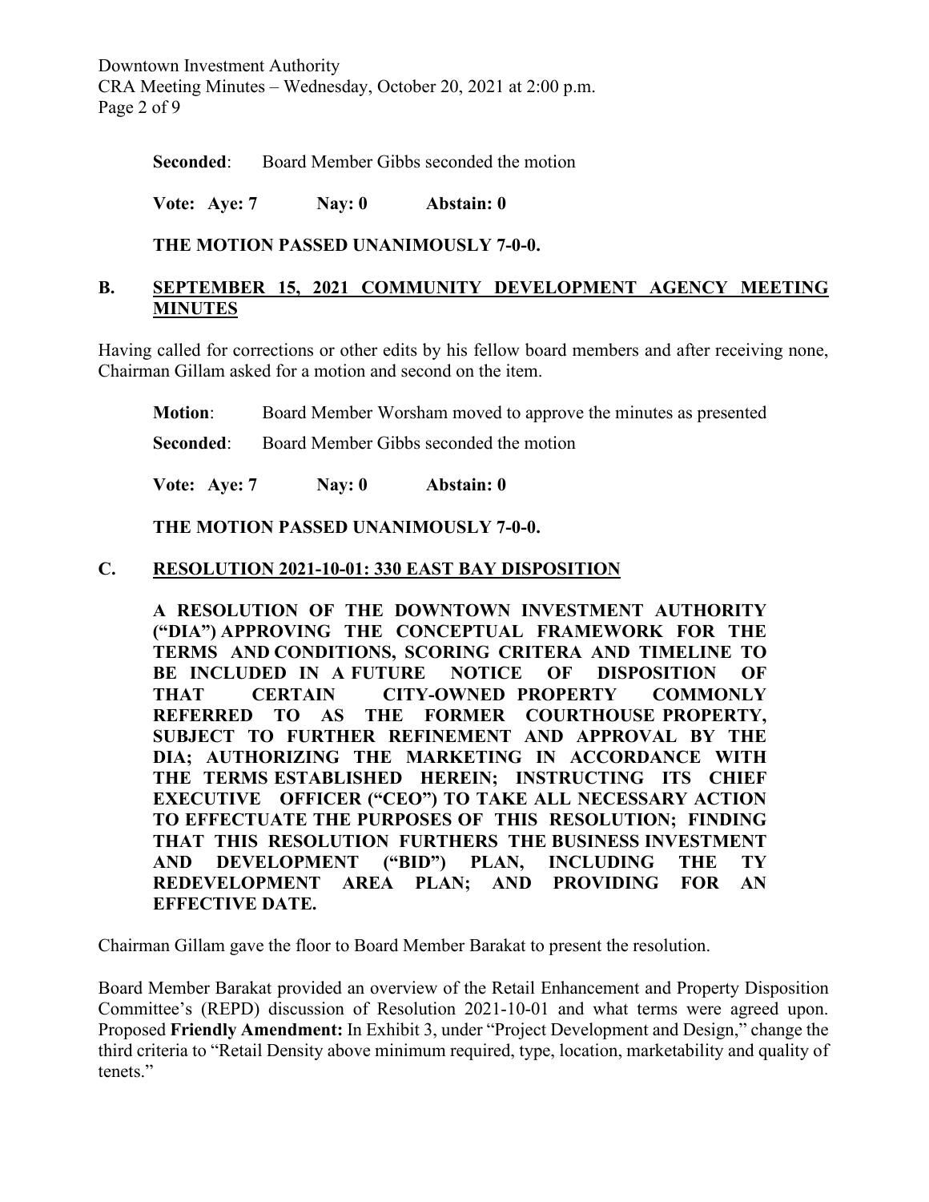**Seconded**: Board Member Gibbs seconded the motion

**Vote: Aye: 7 Nay: 0 Abstain: 0**

**THE MOTION PASSED UNANIMOUSLY 7-0-0.**

## B. SEPTEMBER 15, 2021 COMMUNITY DEVELOPMENT AGENCY MEETING MINUTES

Having called for corrections or other edits by his fellow board members and after receiving none, Chairman Gillam asked for a motion and second on the item.

**Motion**: Board Member Worsham moved to approve the minutes as presented

**Seconded**: Board Member Gibbs seconded the motion

**Vote: Aye: 7 Nay: 0 Abstain: 0**

**THE MOTION PASSED UNANIMOUSLY 7-0-0.**

## C. RESOLUTION 2021-10-01: 330 EAST BAY DISPOSITION

**A RESOLUTION OF THE DOWNTOWN INVESTMENT AUTHORITY ("DIA") APPROVING THE CONCEPTUAL FRAMEWORK FOR THE TERMS AND CONDITIONS, SCORING CRITERA AND TIMELINE TO BE INCLUDED IN A FUTURE NOTICE OF DISPOSITION OF THAT CERTAIN CITY-OWNED PROPERTY COMMONLY REFERRED TO AS THE FORMER COURTHOUSE PROPERTY, SUBJECT TO FURTHER REFINEMENT AND APPROVAL BY THE DIA; AUTHORIZING THE MARKETING IN ACCORDANCE WITH THE TERMS ESTABLISHED HEREIN; INSTRUCTING ITS CHIEF EXECUTIVE OFFICER ("CEO") TO TAKE ALL NECESSARY ACTION TO EFFECTUATE THE PURPOSES OF THIS RESOLUTION; FINDING THAT THIS RESOLUTION FURTHERS THE BUSINESS INVESTMENT AND DEVELOPMENT ("BID") PLAN, INCLUDING THE TY REDEVELOPMENT AREA PLAN; AND PROVIDING FOR AN EFFECTIVE DATE.**

Chairman Gillam gave the floor to Board Member Barakat to present the resolution.

Board Member Barakat provided an overview of the Retail Enhancement and Property Disposition Committee's (REPD) discussion of Resolution 2021-10-01 and what terms were agreed upon. Proposed **Friendly Amendment:** In Exhibit 3, under "Project Development and Design," change the third criteria to "Retail Density above minimum required, type, location, marketability and quality of tenets."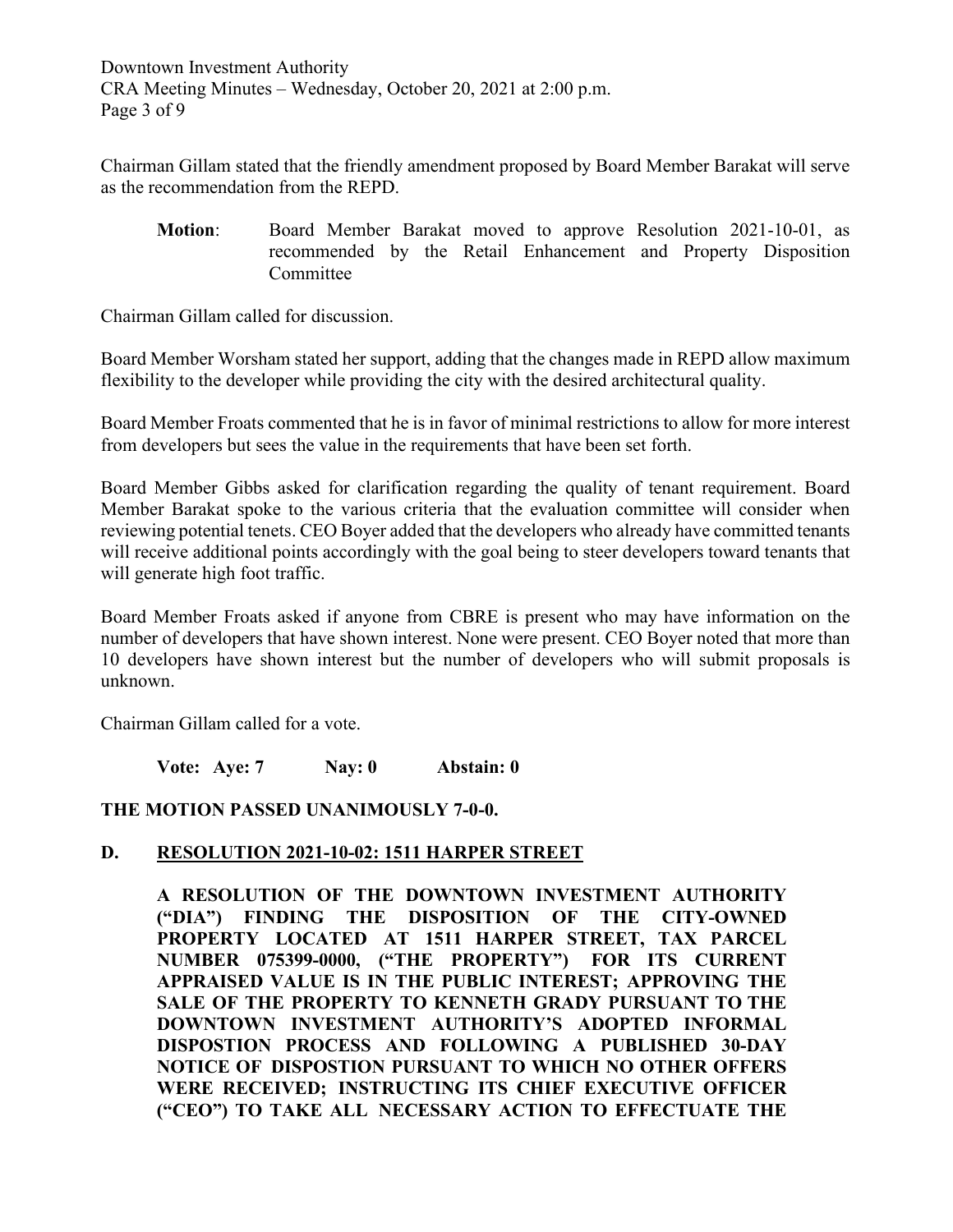Chairman Gillam stated that the friendly amendment proposed by Board Member Barakat will serve as the recommendation from the REPD.

> **Motion**: Board Member Barakat moved to approve Resolution 2021-10-01, as recommended by the Retail Enhancement and Property Disposition Committee

Chairman Gillam called for discussion.

Board Member Worsham stated her support, adding that the changes made in REPD allow maximum flexibility to the developer while providing the city with the desired architectural quality.

Board Member Froats commented that he is in favor of minimal restrictions to allow for more interest from developers but sees the value in the requirements that have been set forth.

Board Member Gibbs asked for clarification regarding the quality of tenant requirement. Board Member Barakat spoke to the various criteria that the evaluation committee will consider when reviewing potential tenets. CEO Boyer added that the developers who already have committed tenants will receive additional points accordingly with the goal being to steer developers toward tenants that will generate high foot traffic.

Board Member Froats asked if anyone from CBRE is present who may have information on the number of developers that have shown interest. None were present. CEO Boyer noted that more than 10 developers have shown interest but the number of developers who will submit proposals is unknown.

Chairman Gillam called for a vote.

**Vote: Aye: 7 Nay: 0 Abstain: 0**

**THE MOTION PASSED UNANIMOUSLY 7-0-0.**

## D. RESOLUTION 2021-10-02: 1511 HARPER STREET

**A RESOLUTION OF THE DOWNTOWN INVESTMENT AUTHORITY ("DIA") FINDING THE DISPOSITION OF THE CITY-OWNED PROPERTY LOCATED AT 1511 HARPER STREET, TAX PARCEL NUMBER 075399-0000, ("THE PROPERTY") FOR ITS CURRENT APPRAISED VALUE IS IN THE PUBLIC INTEREST; APPROVING THE SALE OF THE PROPERTY TO KENNETH GRADY PURSUANT TO THE DOWNTOWN INVESTMENT AUTHORITY'S ADOPTED INFORMAL DISPOSTION PROCESS AND FOLLOWING A PUBLISHED 30-DAY NOTICE OF DISPOSTION PURSUANT TO WHICH NO OTHER OFFERS WERE RECEIVED; INSTRUCTING ITS CHIEF EXECUTIVE OFFICER ("CEO") TO TAKE ALL NECESSARY ACTION TO EFFECTUATE THE**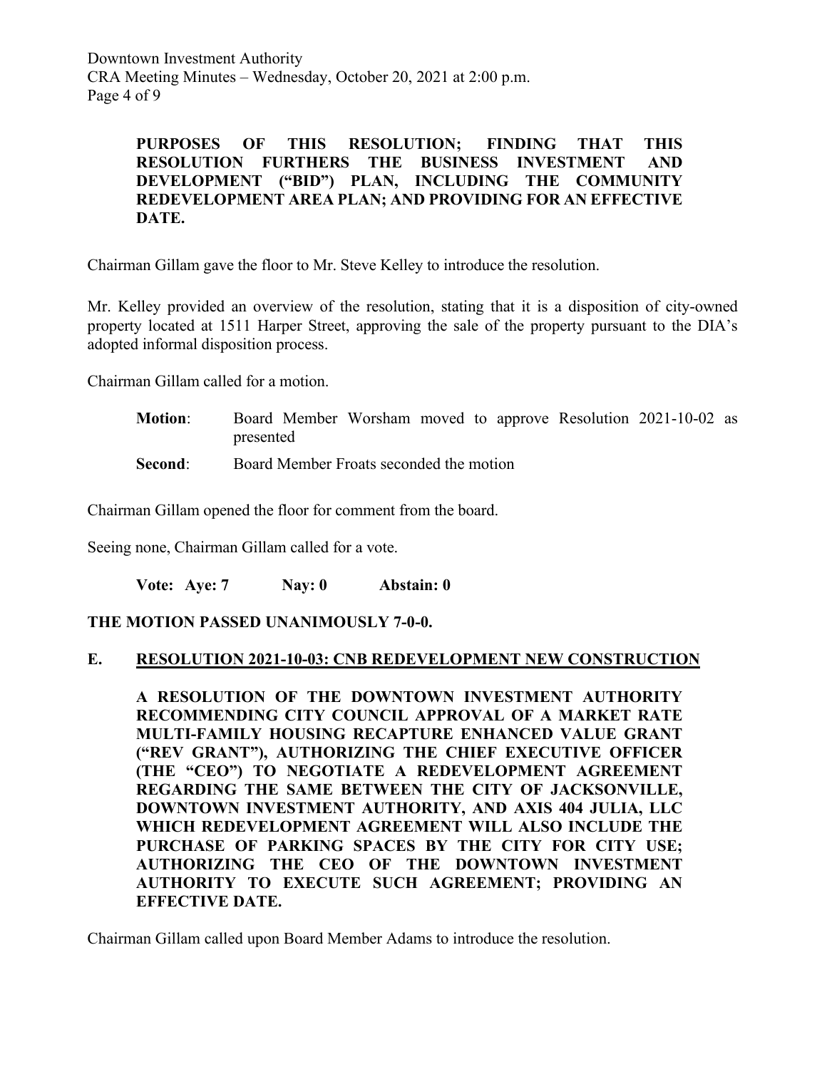**PURPOSES OF THIS RESOLUTION; FINDING THAT THIS RESOLUTION FURTHERS THE BUSINESS INVESTMENT AND DEVELOPMENT ("BID") PLAN, INCLUDING THE COMMUNITY REDEVELOPMENT AREA PLAN; AND PROVIDING FOR AN EFFECTIVE DATE.**

Chairman Gillam gave the floor to Mr. Steve Kelley to introduce the resolution.

Mr. Kelley provided an overview of the resolution, stating that it is a disposition of city-owned property located at 1511 Harper Street, approving the sale of the property pursuant to the DIA's adopted informal disposition process.

Chairman Gillam called for a motion.

**Motion**: Board Member Worsham moved to approve Resolution 2021-10-02 as presented

**Second**: Board Member Froats seconded the motion

Chairman Gillam opened the floor for comment from the board.

Seeing none, Chairman Gillam called for a vote.

**Vote: Aye: 7 Nay: 0 Abstain: 0**

**THE MOTION PASSED UNANIMOUSLY 7-0-0.**

## E. RESOLUTION 2021-10-03: CNB REDEVELOPMENT NEW CONSTRUCTION

**A RESOLUTION OF THE DOWNTOWN INVESTMENT AUTHORITY RECOMMENDING CITY COUNCIL APPROVAL OF A MARKET RATE MULTI-FAMILY HOUSING RECAPTURE ENHANCED VALUE GRANT ("REV GRANT"), AUTHORIZING THE CHIEF EXECUTIVE OFFICER (THE "CEO") TO NEGOTIATE A REDEVELOPMENT AGREEMENT REGARDING THE SAME BETWEEN THE CITY OF JACKSONVILLE, DOWNTOWN INVESTMENT AUTHORITY, AND AXIS 404 JULIA, LLC WHICH REDEVELOPMENT AGREEMENT WILL ALSO INCLUDE THE PURCHASE OF PARKING SPACES BY THE CITY FOR CITY USE; AUTHORIZING THE CEO OF THE DOWNTOWN INVESTMENT AUTHORITY TO EXECUTE SUCH AGREEMENT; PROVIDING AN EFFECTIVE DATE.**

Chairman Gillam called upon Board Member Adams to introduce the resolution.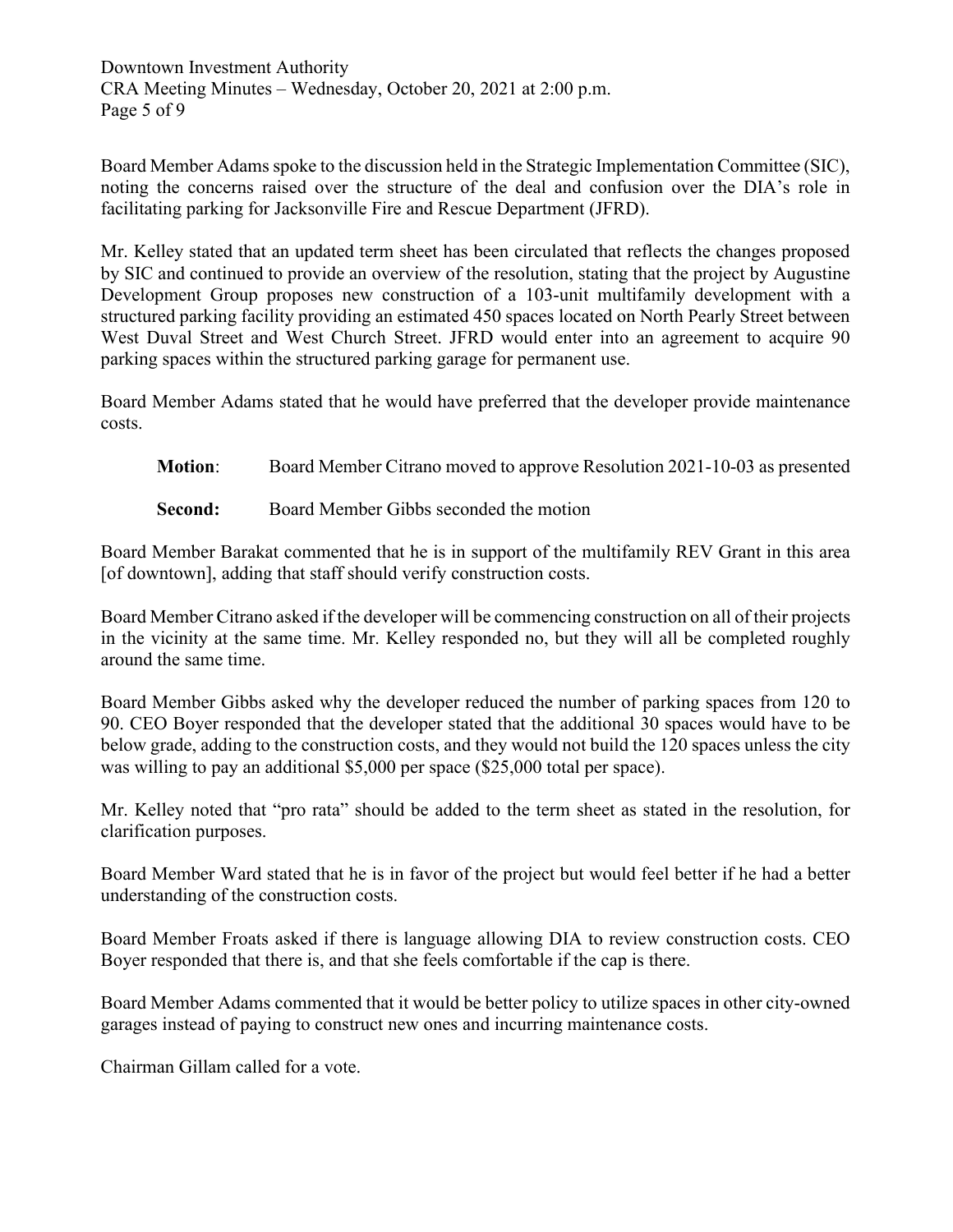Board Member Adams spoke to the discussion held in the Strategic Implementation Committee (SIC), noting the concerns raised over the structure of the deal and confusion over the DIA's role in facilitating parking for Jacksonville Fire and Rescue Department (JFRD).

Mr. Kelley stated that an updated term sheet has been circulated that reflects the changes proposed by SIC and continued to provide an overview of the resolution, stating that the project by Augustine Development Group proposes new construction of a 103-unit multifamily development with a structured parking facility providing an estimated 450 spaces located on North Pearly Street between West Duval Street and West Church Street. JFRD would enter into an agreement to acquire 90 parking spaces within the structured parking garage for permanent use.

Board Member Adams stated that he would have preferred that the developer provide maintenance costs.

**Motion**: Board Member Citrano moved to approve Resolution 2021-10-03 as presented

**Second:** Board Member Gibbs seconded the motion

Board Member Barakat commented that he is in support of the multifamily REV Grant in this area [of downtown], adding that staff should verify construction costs.

Board Member Citrano asked if the developer will be commencing construction on all of their projects in the vicinity at the same time. Mr. Kelley responded no, but they will all be completed roughly around the same time.

Board Member Gibbs asked why the developer reduced the number of parking spaces from 120 to 90. CEO Boyer responded that the developer stated that the additional 30 spaces would have to be below grade, adding to the construction costs, and they would not build the 120 spaces unless the city was willing to pay an additional $5,000 per space ($25,000 total per space).

Mr. Kelley noted that "pro rata" should be added to the term sheet as stated in the resolution, for clarification purposes.

Board Member Ward stated that he is in favor of the project but would feel better if he had a better understanding of the construction costs.

Board Member Froats asked if there is language allowing DIA to review construction costs. CEO Boyer responded that there is, and that she feels comfortable if the cap is there.

Board Member Adams commented that it would be better policy to utilize spaces in other city-owned garages instead of paying to construct new ones and incurring maintenance costs.

Chairman Gillam called for a vote.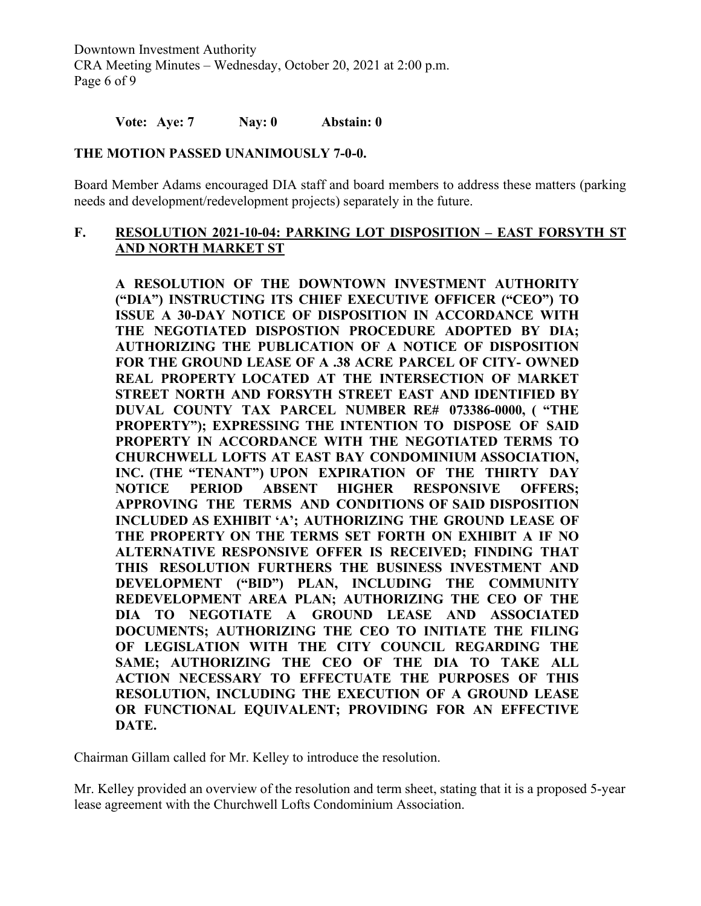**Vote: Aye: 7 Nay: 0 Abstain: 0**

**THE MOTION PASSED UNANIMOUSLY 7-0-0.**

Board Member Adams encouraged DIA staff and board members to address these matters (parking needs and development/redevelopment projects) separately in the future.

## F. RESOLUTION 2021-10-04: PARKING LOT DISPOSITION – EAST FORSYTH ST AND NORTH MARKET ST

**A RESOLUTION OF THE DOWNTOWN INVESTMENT AUTHORITY ("DIA") INSTRUCTING ITS CHIEF EXECUTIVE OFFICER ("CEO") TO ISSUE A 30-DAY NOTICE OF DISPOSITION IN ACCORDANCE WITH THE NEGOTIATED DISPOSTION PROCEDURE ADOPTED BY DIA; AUTHORIZING THE PUBLICATION OF A NOTICE OF DISPOSITION FOR THE GROUND LEASE OF A .38 ACRE PARCEL OF CITY- OWNED REAL PROPERTY LOCATED AT THE INTERSECTION OF MARKET STREET NORTH AND FORSYTH STREET EAST AND IDENTIFIED BY DUVAL COUNTY TAX PARCEL NUMBER RE# 073386-0000, ( "THE PROPERTY"); EXPRESSING THE INTENTION TO DISPOSE OF SAID PROPERTY IN ACCORDANCE WITH THE NEGOTIATED TERMS TO CHURCHWELL LOFTS AT EAST BAY CONDOMINIUM ASSOCIATION, INC. (THE "TENANT") UPON EXPIRATION OF THE THIRTY DAY NOTICE PERIOD ABSENT HIGHER RESPONSIVE OFFERS; APPROVING THE TERMS AND CONDITIONS OF SAID DISPOSITION INCLUDED AS EXHIBIT 'A'; AUTHORIZING THE GROUND LEASE OF THE PROPERTY ON THE TERMS SET FORTH ON EXHIBIT A IF NO ALTERNATIVE RESPONSIVE OFFER IS RECEIVED; FINDING THAT THIS RESOLUTION FURTHERS THE BUSINESS INVESTMENT AND DEVELOPMENT ("BID") PLAN, INCLUDING THE COMMUNITY REDEVELOPMENT AREA PLAN; AUTHORIZING THE CEO OF THE DIA TO NEGOTIATE A GROUND LEASE AND ASSOCIATED DOCUMENTS; AUTHORIZING THE CEO TO INITIATE THE FILING OF LEGISLATION WITH THE CITY COUNCIL REGARDING THE SAME; AUTHORIZING THE CEO OF THE DIA TO TAKE ALL ACTION NECESSARY TO EFFECTUATE THE PURPOSES OF THIS RESOLUTION, INCLUDING THE EXECUTION OF A GROUND LEASE OR FUNCTIONAL EQUIVALENT; PROVIDING FOR AN EFFECTIVE DATE.**

Chairman Gillam called for Mr. Kelley to introduce the resolution.

Mr. Kelley provided an overview of the resolution and term sheet, stating that it is a proposed 5-year lease agreement with the Churchwell Lofts Condominium Association.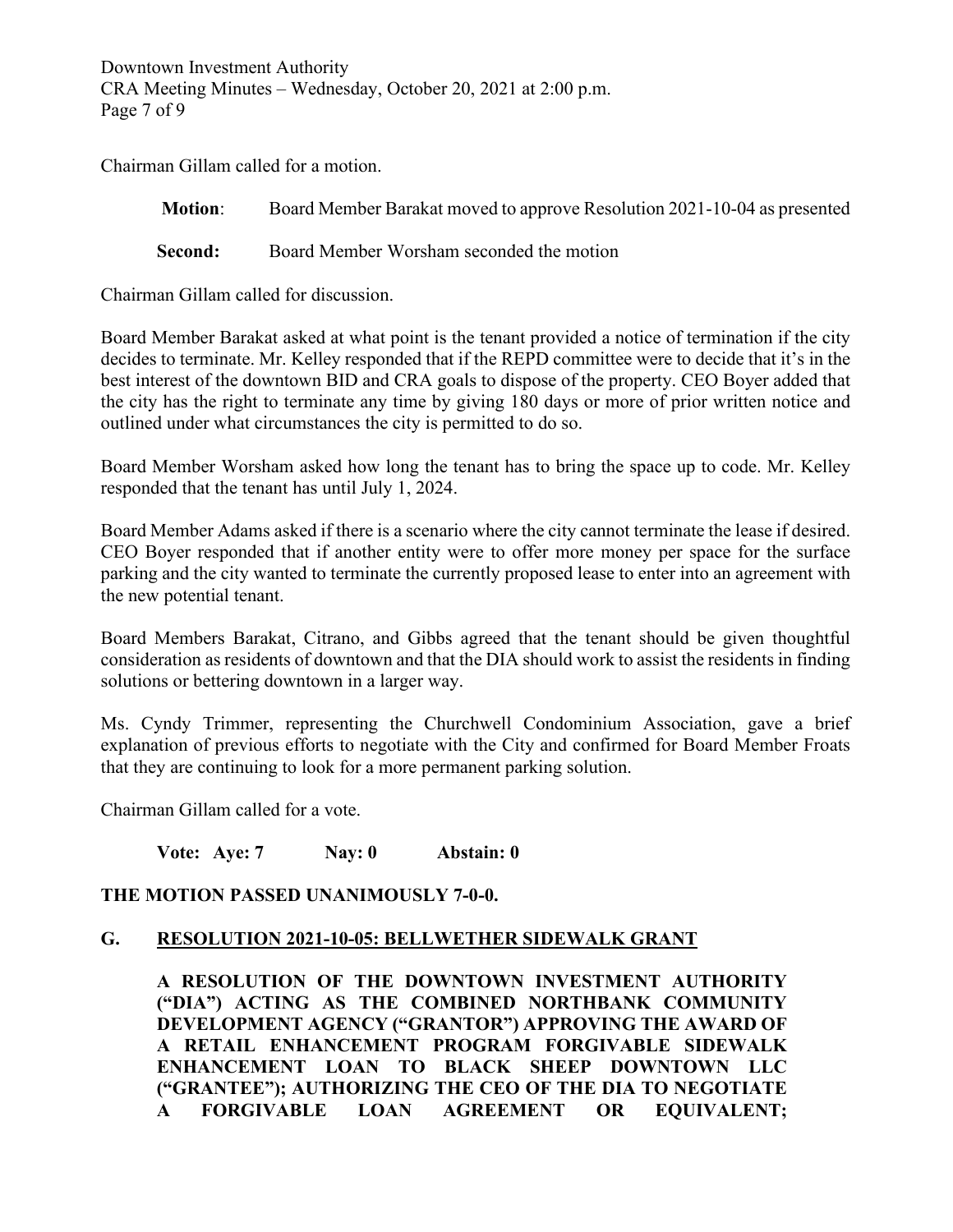Chairman Gillam called for a motion.

**Motion**: Board Member Barakat moved to approve Resolution 2021-10-04 as presented

**Second:** Board Member Worsham seconded the motion

Chairman Gillam called for discussion.

Board Member Barakat asked at what point is the tenant provided a notice of termination if the city decides to terminate. Mr. Kelley responded that if the REPD committee were to decide that it's in the best interest of the downtown BID and CRA goals to dispose of the property. CEO Boyer added that the city has the right to terminate any time by giving 180 days or more of prior written notice and outlined under what circumstances the city is permitted to do so.

Board Member Worsham asked how long the tenant has to bring the space up to code. Mr. Kelley responded that the tenant has until July 1, 2024.

Board Member Adams asked if there is a scenario where the city cannot terminate the lease if desired. CEO Boyer responded that if another entity were to offer more money per space for the surface parking and the city wanted to terminate the currently proposed lease to enter into an agreement with the new potential tenant.

Board Members Barakat, Citrano, and Gibbs agreed that the tenant should be given thoughtful consideration as residents of downtown and that the DIA should work to assist the residents in finding solutions or bettering downtown in a larger way.

Ms. Cyndy Trimmer, representing the Churchwell Condominium Association, gave a brief explanation of previous efforts to negotiate with the City and confirmed for Board Member Froats that they are continuing to look for a more permanent parking solution.

Chairman Gillam called for a vote.

**Vote: Aye: 7 Nay: 0 Abstain: 0**

**THE MOTION PASSED UNANIMOUSLY 7-0-0.**

## G. RESOLUTION 2021-10-05: BELLWETHER SIDEWALK GRANT

**A RESOLUTION OF THE DOWNTOWN INVESTMENT AUTHORITY ("DIA") ACTING AS THE COMBINED NORTHBANK COMMUNITY DEVELOPMENT AGENCY ("GRANTOR") APPROVING THE AWARD OF A RETAIL ENHANCEMENT PROGRAM FORGIVABLE SIDEWALK ENHANCEMENT LOAN TO BLACK SHEEP DOWNTOWN LLC ("GRANTEE"); AUTHORIZING THE CEO OF THE DIA TO NEGOTIATE A FORGIVABLE LOAN AGREEMENT OR EQUIVALENT;**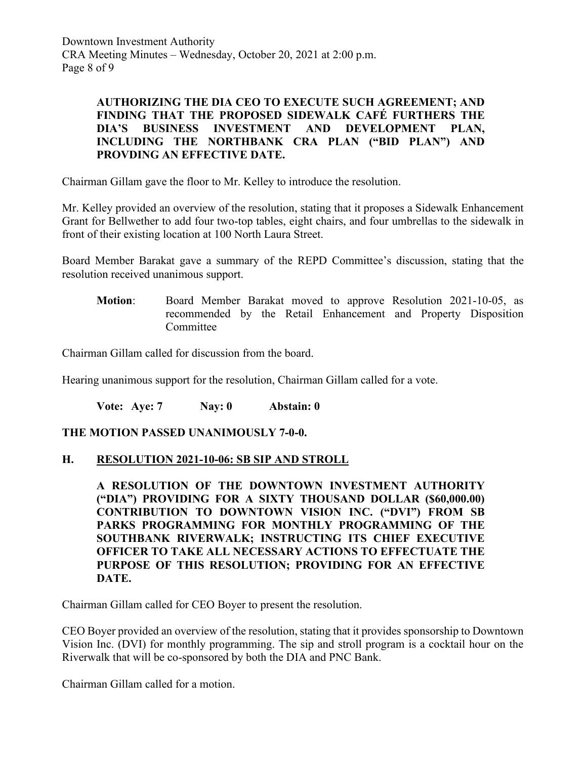**AUTHORIZING THE DIA CEO TO EXECUTE SUCH AGREEMENT; AND FINDING THAT THE PROPOSED SIDEWALK CAFÉ FURTHERS THE DIA'S BUSINESS INVESTMENT AND DEVELOPMENT PLAN, INCLUDING THE NORTHBANK CRA PLAN ("BID PLAN") AND PROVDING AN EFFECTIVE DATE.**

Chairman Gillam gave the floor to Mr. Kelley to introduce the resolution.

Mr. Kelley provided an overview of the resolution, stating that it proposes a Sidewalk Enhancement Grant for Bellwether to add four two-top tables, eight chairs, and four umbrellas to the sidewalk in front of their existing location at 100 North Laura Street.

Board Member Barakat gave a summary of the REPD Committee's discussion, stating that the resolution received unanimous support.

**Motion**: Board Member Barakat moved to approve Resolution 2021-10-05, as recommended by the Retail Enhancement and Property Disposition Committee

Chairman Gillam called for discussion from the board.

Hearing unanimous support for the resolution, Chairman Gillam called for a vote.

**Vote: Aye: 7 Nay: 0 Abstain: 0**

**THE MOTION PASSED UNANIMOUSLY 7-0-0.**

## H. RESOLUTION 2021-10-06: SB SIP AND STROLL

**A RESOLUTION OF THE DOWNTOWN INVESTMENT AUTHORITY ("DIA") PROVIDING FOR A SIXTY THOUSAND DOLLAR ($60,000.00) CONTRIBUTION TO DOWNTOWN VISION INC. ("DVI") FROM SB PARKS PROGRAMMING FOR MONTHLY PROGRAMMING OF THE SOUTHBANK RIVERWALK; INSTRUCTING ITS CHIEF EXECUTIVE OFFICER TO TAKE ALL NECESSARY ACTIONS TO EFFECTUATE THE PURPOSE OF THIS RESOLUTION; PROVIDING FOR AN EFFECTIVE DATE.**

Chairman Gillam called for CEO Boyer to present the resolution.

CEO Boyer provided an overview of the resolution, stating that it provides sponsorship to Downtown Vision Inc. (DVI) for monthly programming. The sip and stroll program is a cocktail hour on the Riverwalk that will be co-sponsored by both the DIA and PNC Bank.

Chairman Gillam called for a motion.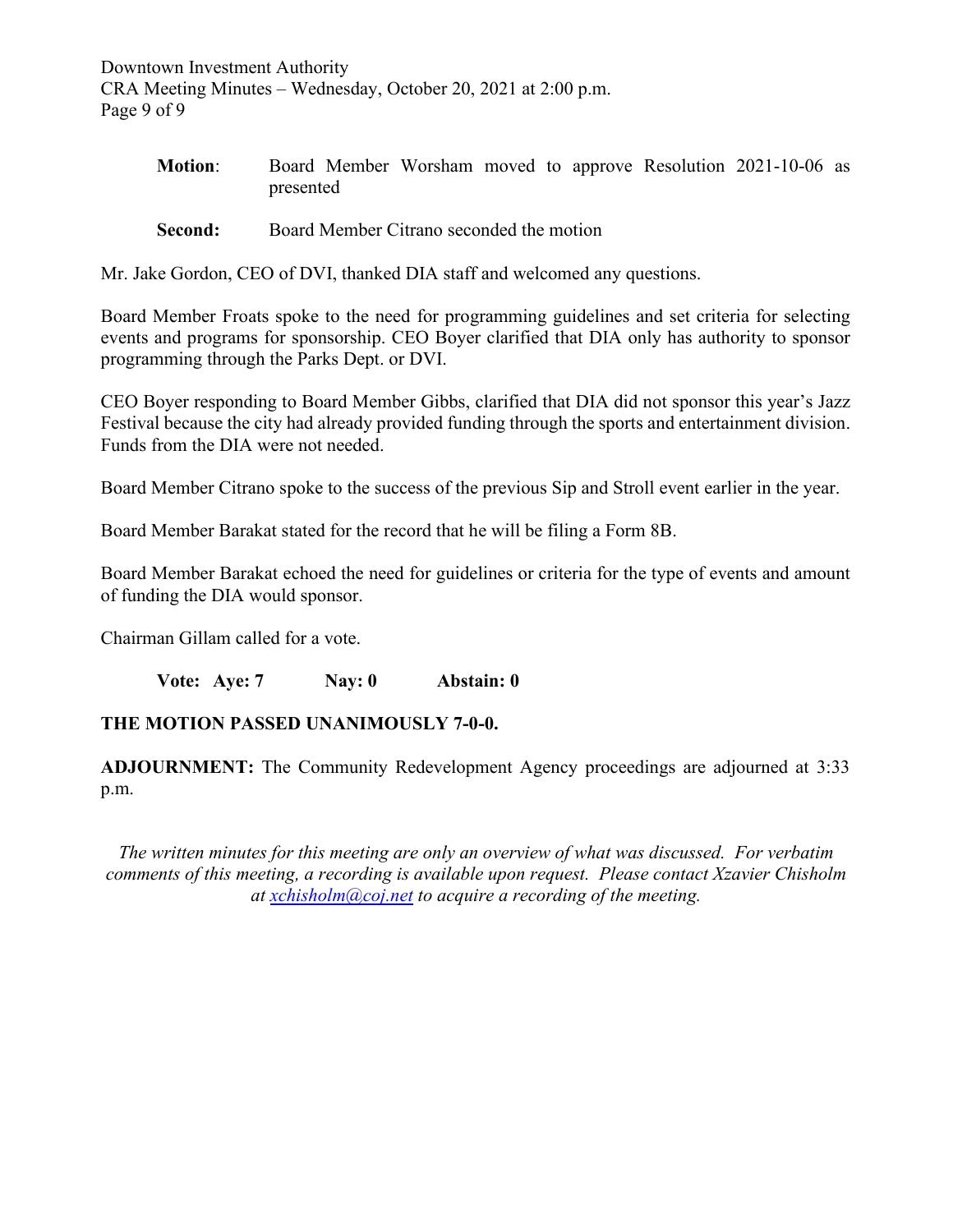**Motion**: Board Member Worsham moved to approve Resolution 2021-10-06 as presented

**Second:** Board Member Citrano seconded the motion

Mr. Jake Gordon, CEO of DVI, thanked DIA staff and welcomed any questions.

Board Member Froats spoke to the need for programming guidelines and set criteria for selecting events and programs for sponsorship. CEO Boyer clarified that DIA only has authority to sponsor programming through the Parks Dept. or DVI.

CEO Boyer responding to Board Member Gibbs, clarified that DIA did not sponsor this year's Jazz Festival because the city had already provided funding through the sports and entertainment division. Funds from the DIA were not needed.

Board Member Citrano spoke to the success of the previous Sip and Stroll event earlier in the year.

Board Member Barakat stated for the record that he will be filing a Form 8B.

Board Member Barakat echoed the need for guidelines or criteria for the type of events and amount of funding the DIA would sponsor.

Chairman Gillam called for a vote.

**Vote: Aye: 7 Nay: 0 Abstain: 0**

**THE MOTION PASSED UNANIMOUSLY 7-0-0.**

**ADJOURNMENT:** The Community Redevelopment Agency proceedings are adjourned at 3:33 p.m.

*The written minutes for this meeting are only an overview of what was discussed. For verbatim comments of this meeting, a recording is available upon request. Please contact Xzavier Chisholm at xchisholm@coj.net to acquire a recording of the meeting.*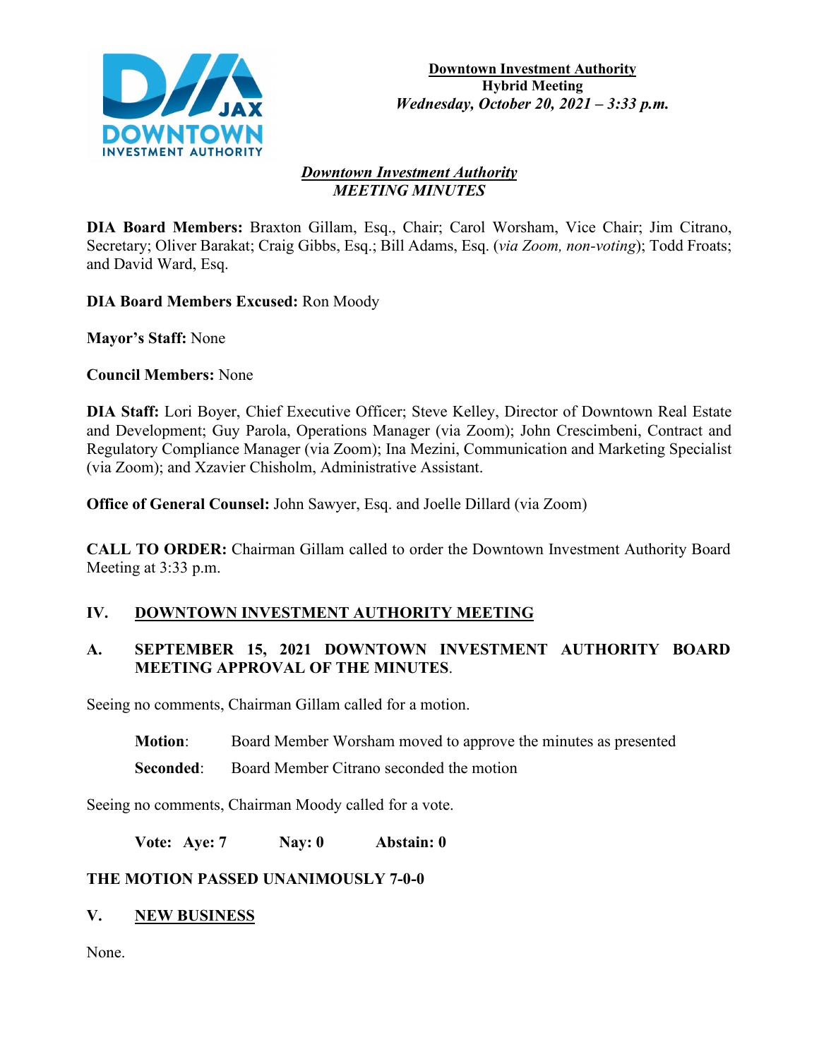**Downtown Investment Authority**
**Hybrid Meeting**
***Wednesday, October 20, 2021 – 3:33 p.m.***

## *Downtown Investment Authority*
## *MEETING MINUTES*

**DIA Board Members:** Braxton Gillam, Esq., Chair; Carol Worsham, Vice Chair; Jim Citrano, Secretary; Oliver Barakat; Craig Gibbs, Esq.; Bill Adams, Esq. (*via Zoom, non-voting*); Todd Froats; and David Ward, Esq.

**DIA Board Members Excused:** Ron Moody

**Mayor's Staff:** None

**Council Members:** None

**DIA Staff:** Lori Boyer, Chief Executive Officer; Steve Kelley, Director of Downtown Real Estate and Development; Guy Parola, Operations Manager (via Zoom); John Crescimbeni, Contract and Regulatory Compliance Manager (via Zoom); Ina Mezini, Communication and Marketing Specialist (via Zoom); and Xzavier Chisholm, Administrative Assistant.

**Office of General Counsel:** John Sawyer, Esq. and Joelle Dillard (via Zoom)

**CALL TO ORDER:** Chairman Gillam called to order the Downtown Investment Authority Board Meeting at 3:33 p.m.

## IV. DOWNTOWN INVESTMENT AUTHORITY MEETING

### A. SEPTEMBER 15, 2021 DOWNTOWN INVESTMENT AUTHORITY BOARD MEETING APPROVAL OF THE MINUTES.

Seeing no comments, Chairman Gillam called for a motion.

**Motion**: Board Member Worsham moved to approve the minutes as presented

**Seconded**: Board Member Citrano seconded the motion

Seeing no comments, Chairman Moody called for a vote.

**Vote: Aye: 7 Nay: 0 Abstain: 0**

**THE MOTION PASSED UNANIMOUSLY 7-0-0**

## V. NEW BUSINESS

None.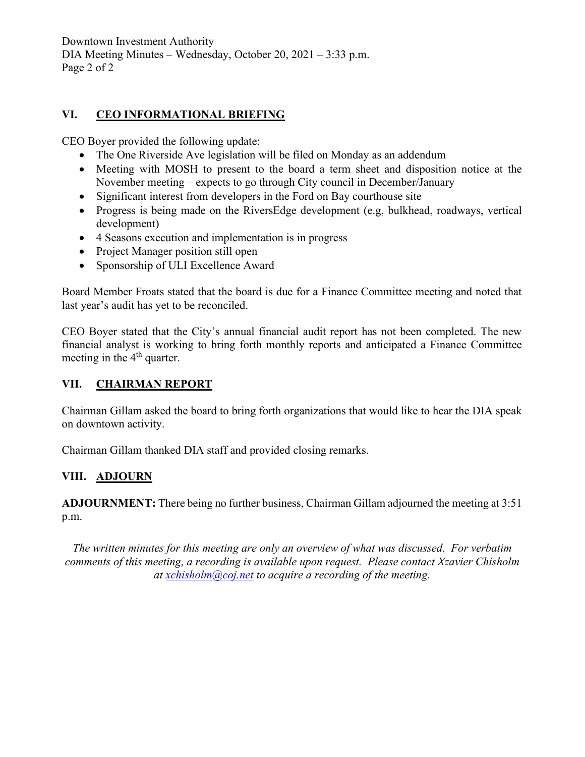## VI. CEO INFORMATIONAL BRIEFING

CEO Boyer provided the following update:

- The One Riverside Ave legislation will be filed on Monday as an addendum
- Meeting with MOSH to present to the board a term sheet and disposition notice at the November meeting – expects to go through City council in December/January
- Significant interest from developers in the Ford on Bay courthouse site
- Progress is being made on the RiversEdge development (e.g, bulkhead, roadways, vertical development)
- 4 Seasons execution and implementation is in progress
- Project Manager position still open
- Sponsorship of ULI Excellence Award

Board Member Froats stated that the board is due for a Finance Committee meeting and noted that last year's audit has yet to be reconciled.

CEO Boyer stated that the City's annual financial audit report has not been completed. The new financial analyst is working to bring forth monthly reports and anticipated a Finance Committee meeting in the 4th quarter.

## VII. CHAIRMAN REPORT

Chairman Gillam asked the board to bring forth organizations that would like to hear the DIA speak on downtown activity.

Chairman Gillam thanked DIA staff and provided closing remarks.

## VIII. ADJOURN

**ADJOURNMENT:** There being no further business, Chairman Gillam adjourned the meeting at 3:51 p.m.

*The written minutes for this meeting are only an overview of what was discussed. For verbatim comments of this meeting, a recording is available upon request. Please contact Xzavier Chisholm at xchisholm@coj.net to acquire a recording of the meeting.*